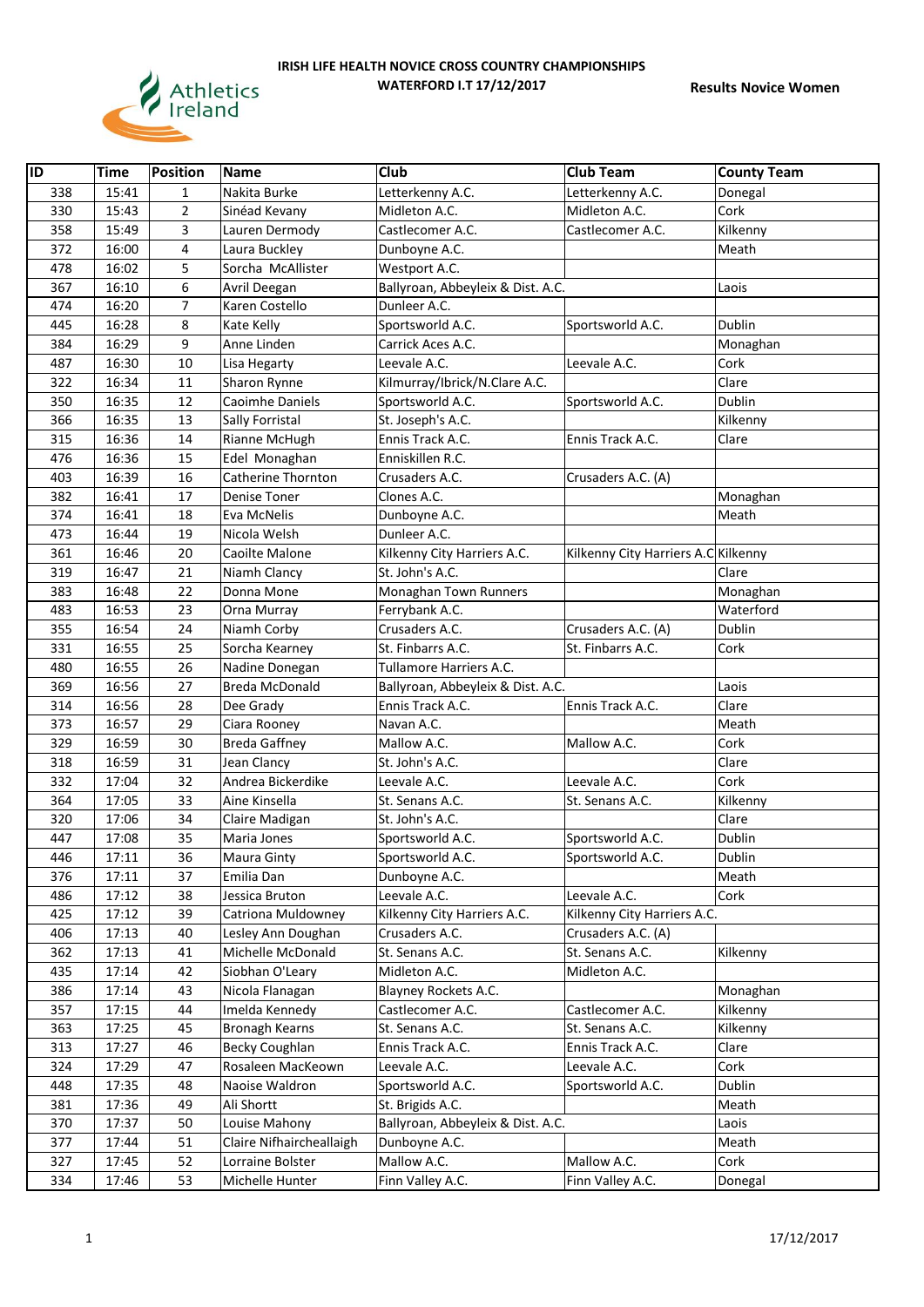# IRISH LIFE HEALTH NOVICE CROSS COUNTRY CHAMPIONSHIPS

**WATERFORD I.T 17/12/2017**

**Results Novice Women**

| ID | Time | Position | Name | Club | Club Team | County Team |
|---|---|---|---|---|---|---|
| 338 | 15:41 | 1 | Nakita Burke | Letterkenny A.C. | Letterkenny A.C. | Donegal |
| 330 | 15:43 | 2 | Sinéad Kevany | Midleton A.C. | Midleton A.C. | Cork |
| 358 | 15:49 | 3 | Lauren Dermody | Castlecomer A.C. | Castlecomer A.C. | Kilkenny |
| 372 | 16:00 | 4 | Laura Buckley | Dunboyne A.C. | | Meath |
| 478 | 16:02 | 5 | Sorcha McAllister | Westport A.C. | | |
| 367 | 16:10 | 6 | Avril Deegan | Ballyroan, Abbeyleix & Dist. A.C. | | Laois |
| 474 | 16:20 | 7 | Karen Costello | Dunleer A.C. | | |
| 445 | 16:28 | 8 | Kate Kelly | Sportsworld A.C. | Sportsworld A.C. | Dublin |
| 384 | 16:29 | 9 | Anne Linden | Carrick Aces A.C. | | Monaghan |
| 487 | 16:30 | 10 | Lisa Hegarty | Leevale A.C. | Leevale A.C. | Cork |
| 322 | 16:34 | 11 | Sharon Rynne | Kilmurray/Ibrick/N.Clare A.C. | | Clare |
| 350 | 16:35 | 12 | Caoimhe Daniels | Sportsworld A.C. | Sportsworld A.C. | Dublin |
| 366 | 16:35 | 13 | Sally Forristal | St. Joseph's A.C. | | Kilkenny |
| 315 | 16:36 | 14 | Rianne McHugh | Ennis Track A.C. | Ennis Track A.C. | Clare |
| 476 | 16:36 | 15 | Edel Monaghan | Enniskillen R.C. | | |
| 403 | 16:39 | 16 | Catherine Thornton | Crusaders A.C. | Crusaders A.C. (A) | |
| 382 | 16:41 | 17 | Denise Toner | Clones A.C. | | Monaghan |
| 374 | 16:41 | 18 | Eva McNelis | Dunboyne A.C. | | Meath |
| 473 | 16:44 | 19 | Nicola Welsh | Dunleer A.C. | | |
| 361 | 16:46 | 20 | Caoilte Malone | Kilkenny City Harriers A.C. | Kilkenny City Harriers A.C | Kilkenny |
| 319 | 16:47 | 21 | Niamh Clancy | St. John's A.C. | | Clare |
| 383 | 16:48 | 22 | Donna Mone | Monaghan Town Runners | | Monaghan |
| 483 | 16:53 | 23 | Orna Murray | Ferrybank A.C. | | Waterford |
| 355 | 16:54 | 24 | Niamh Corby | Crusaders A.C. | Crusaders A.C. (A) | Dublin |
| 331 | 16:55 | 25 | Sorcha Kearney | St. Finbarrs A.C. | St. Finbarrs A.C. | Cork |
| 480 | 16:55 | 26 | Nadine Donegan | Tullamore Harriers A.C. | | |
| 369 | 16:56 | 27 | Breda McDonald | Ballyroan, Abbeyleix & Dist. A.C. | | Laois |
| 314 | 16:56 | 28 | Dee Grady | Ennis Track A.C. | Ennis Track A.C. | Clare |
| 373 | 16:57 | 29 | Ciara Rooney | Navan A.C. | | Meath |
| 329 | 16:59 | 30 | Breda Gaffney | Mallow A.C. | Mallow A.C. | Cork |
| 318 | 16:59 | 31 | Jean Clancy | St. John's A.C. | | Clare |
| 332 | 17:04 | 32 | Andrea Bickerdike | Leevale A.C. | Leevale A.C. | Cork |
| 364 | 17:05 | 33 | Aine Kinsella | St. Senans A.C. | St. Senans A.C. | Kilkenny |
| 320 | 17:06 | 34 | Claire Madigan | St. John's A.C. | | Clare |
| 447 | 17:08 | 35 | Maria Jones | Sportsworld A.C. | Sportsworld A.C. | Dublin |
| 446 | 17:11 | 36 | Maura Ginty | Sportsworld A.C. | Sportsworld A.C. | Dublin |
| 376 | 17:11 | 37 | Emilia Dan | Dunboyne A.C. | | Meath |
| 486 | 17:12 | 38 | Jessica Bruton | Leevale A.C. | Leevale A.C. | Cork |
| 425 | 17:12 | 39 | Catriona Muldowney | Kilkenny City Harriers A.C. | Kilkenny City Harriers A.C. | |
| 406 | 17:13 | 40 | Lesley Ann Doughan | Crusaders A.C. | Crusaders A.C. (A) | |
| 362 | 17:13 | 41 | Michelle McDonald | St. Senans A.C. | St. Senans A.C. | Kilkenny |
| 435 | 17:14 | 42 | Siobhan O'Leary | Midleton A.C. | Midleton A.C. | |
| 386 | 17:14 | 43 | Nicola Flanagan | Blayney Rockets A.C. | | Monaghan |
| 357 | 17:15 | 44 | Imelda Kennedy | Castlecomer A.C. | Castlecomer A.C. | Kilkenny |
| 363 | 17:25 | 45 | Bronagh Kearns | St. Senans A.C. | St. Senans A.C. | Kilkenny |
| 313 | 17:27 | 46 | Becky Coughlan | Ennis Track A.C. | Ennis Track A.C. | Clare |
| 324 | 17:29 | 47 | Rosaleen MacKeown | Leevale A.C. | Leevale A.C. | Cork |
| 448 | 17:35 | 48 | Naoise Waldron | Sportsworld A.C. | Sportsworld A.C. | Dublin |
| 381 | 17:36 | 49 | Ali Shortt | St. Brigids A.C. | | Meath |
| 370 | 17:37 | 50 | Louise Mahony | Ballyroan, Abbeyleix & Dist. A.C. | | Laois |
| 377 | 17:44 | 51 | Claire Nifhaircheallaigh | Dunboyne A.C. | | Meath |
| 327 | 17:45 | 52 | Lorraine Bolster | Mallow A.C. | Mallow A.C. | Cork |
| 334 | 17:46 | 53 | Michelle Hunter | Finn Valley A.C. | Finn Valley A.C. | Donegal |

17/12/2017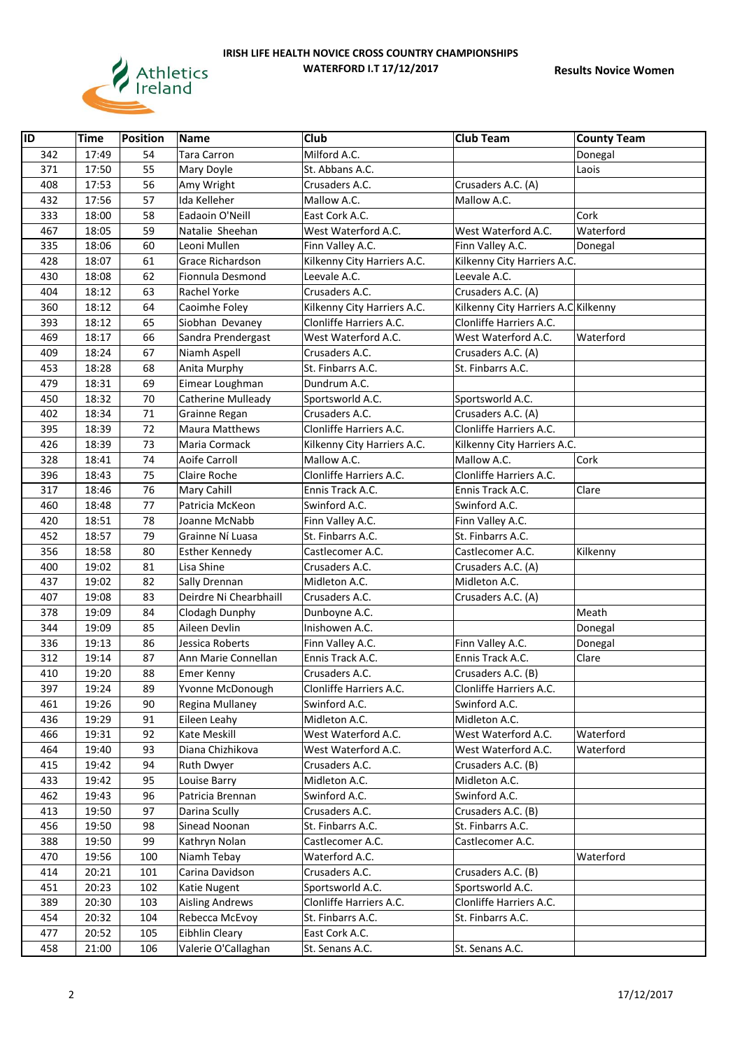# IRISH LIFE HEALTH NOVICE CROSS COUNTRY CHAMPIONSHIPS

**WATERFORD I.T 17/12/2017**

**Results Novice Women**

| ID | Time | Position | Name | Club | Club Team | County Team |
|---|---|---|---|---|---|---|
| 342 | 17:49 | 54 | Tara Carron | Milford A.C. | | Donegal |
| 371 | 17:50 | 55 | Mary Doyle | St. Abbans A.C. | | Laois |
| 408 | 17:53 | 56 | Amy Wright | Crusaders A.C. | Crusaders A.C. (A) | |
| 432 | 17:56 | 57 | Ida Kelleher | Mallow A.C. | Mallow A.C. | |
| 333 | 18:00 | 58 | Eadaoin O'Neill | East Cork A.C. | | Cork |
| 467 | 18:05 | 59 | Natalie Sheehan | West Waterford A.C. | West Waterford A.C. | Waterford |
| 335 | 18:06 | 60 | Leoni Mullen | Finn Valley A.C. | Finn Valley A.C. | Donegal |
| 428 | 18:07 | 61 | Grace Richardson | Kilkenny City Harriers A.C. | Kilkenny City Harriers A.C. | |
| 430 | 18:08 | 62 | Fionnula Desmond | Leevale A.C. | Leevale A.C. | |
| 404 | 18:12 | 63 | Rachel Yorke | Crusaders A.C. | Crusaders A.C. (A) | |
| 360 | 18:12 | 64 | Caoimhe Foley | Kilkenny City Harriers A.C. | Kilkenny City Harriers A.C | Kilkenny |
| 393 | 18:12 | 65 | Siobhan Devaney | Clonliffe Harriers A.C. | Clonliffe Harriers A.C. | |
| 469 | 18:17 | 66 | Sandra Prendergast | West Waterford A.C. | West Waterford A.C. | Waterford |
| 409 | 18:24 | 67 | Niamh Aspell | Crusaders A.C. | Crusaders A.C. (A) | |
| 453 | 18:28 | 68 | Anita Murphy | St. Finbarrs A.C. | St. Finbarrs A.C. | |
| 479 | 18:31 | 69 | Eimear Loughman | Dundrum A.C. | | |
| 450 | 18:32 | 70 | Catherine Mulleady | Sportsworld A.C. | Sportsworld A.C. | |
| 402 | 18:34 | 71 | Grainne Regan | Crusaders A.C. | Crusaders A.C. (A) | |
| 395 | 18:39 | 72 | Maura Matthews | Clonliffe Harriers A.C. | Clonliffe Harriers A.C. | |
| 426 | 18:39 | 73 | Maria Cormack | Kilkenny City Harriers A.C. | Kilkenny City Harriers A.C. | |
| 328 | 18:41 | 74 | Aoife Carroll | Mallow A.C. | Mallow A.C. | Cork |
| 396 | 18:43 | 75 | Claire Roche | Clonliffe Harriers A.C. | Clonliffe Harriers A.C. | |
| 317 | 18:46 | 76 | Mary Cahill | Ennis Track A.C. | Ennis Track A.C. | Clare |
| 460 | 18:48 | 77 | Patricia McKeon | Swinford A.C. | Swinford A.C. | |
| 420 | 18:51 | 78 | Joanne McNabb | Finn Valley A.C. | Finn Valley A.C. | |
| 452 | 18:57 | 79 | Grainne Ní Luasa | St. Finbarrs A.C. | St. Finbarrs A.C. | |
| 356 | 18:58 | 80 | Esther Kennedy | Castlecomer A.C. | Castlecomer A.C. | Kilkenny |
| 400 | 19:02 | 81 | Lisa Shine | Crusaders A.C. | Crusaders A.C. (A) | |
| 437 | 19:02 | 82 | Sally Drennan | Midleton A.C. | Midleton A.C. | |
| 407 | 19:08 | 83 | Deirdre Ni Chearbhaill | Crusaders A.C. | Crusaders A.C. (A) | |
| 378 | 19:09 | 84 | Clodagh Dunphy | Dunboyne A.C. | | Meath |
| 344 | 19:09 | 85 | Aileen Devlin | Inishowen A.C. | | Donegal |
| 336 | 19:13 | 86 | Jessica Roberts | Finn Valley A.C. | Finn Valley A.C. | Donegal |
| 312 | 19:14 | 87 | Ann Marie Connellan | Ennis Track A.C. | Ennis Track A.C. | Clare |
| 410 | 19:20 | 88 | Emer Kenny | Crusaders A.C. | Crusaders A.C. (B) | |
| 397 | 19:24 | 89 | Yvonne McDonough | Clonliffe Harriers A.C. | Clonliffe Harriers A.C. | |
| 461 | 19:26 | 90 | Regina Mullaney | Swinford A.C. | Swinford A.C. | |
| 436 | 19:29 | 91 | Eileen Leahy | Midleton A.C. | Midleton A.C. | |
| 466 | 19:31 | 92 | Kate Meskill | West Waterford A.C. | West Waterford A.C. | Waterford |
| 464 | 19:40 | 93 | Diana Chizhikova | West Waterford A.C. | West Waterford A.C. | Waterford |
| 415 | 19:42 | 94 | Ruth Dwyer | Crusaders A.C. | Crusaders A.C. (B) | |
| 433 | 19:42 | 95 | Louise Barry | Midleton A.C. | Midleton A.C. | |
| 462 | 19:43 | 96 | Patricia Brennan | Swinford A.C. | Swinford A.C. | |
| 413 | 19:50 | 97 | Darina Scully | Crusaders A.C. | Crusaders A.C. (B) | |
| 456 | 19:50 | 98 | Sinead Noonan | St. Finbarrs A.C. | St. Finbarrs A.C. | |
| 388 | 19:50 | 99 | Kathryn Nolan | Castlecomer A.C. | Castlecomer A.C. | |
| 470 | 19:56 | 100 | Niamh Tebay | Waterford A.C. | | Waterford |
| 414 | 20:21 | 101 | Carina Davidson | Crusaders A.C. | Crusaders A.C. (B) | |
| 451 | 20:23 | 102 | Katie Nugent | Sportsworld A.C. | Sportsworld A.C. | |
| 389 | 20:30 | 103 | Aisling Andrews | Clonliffe Harriers A.C. | Clonliffe Harriers A.C. | |
| 454 | 20:32 | 104 | Rebecca McEvoy | St. Finbarrs A.C. | St. Finbarrs A.C. | |
| 477 | 20:52 | 105 | Eibhlin Cleary | East Cork A.C. | | |
| 458 | 21:00 | 106 | Valerie O'Callaghan | St. Senans A.C. | St. Senans A.C. | |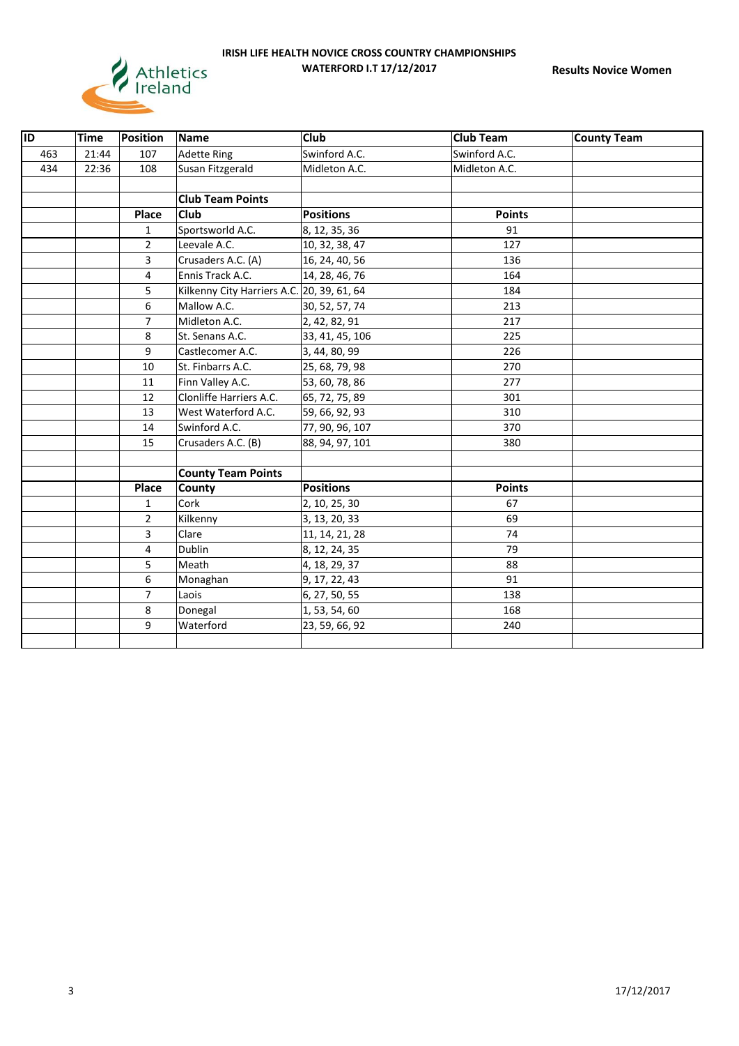IRISH LIFE HEALTH NOVICE CROSS COUNTRY CHAMPIONSHIPS
WATERFORD I.T 17/12/2017

Results Novice Women

| ID | Time | Position | Name | Club | Club Team | County Team |
|---|---|---|---|---|---|---|
| 463 | 21:44 | 107 | Adette Ring | Swinford A.C. | Swinford A.C. | |
| 434 | 22:36 | 108 | Susan Fitzgerald | Midleton A.C. | Midleton A.C. | |
| | | | | | | |
| | | | **Club Team Points** | | | |
| | | **Place** | **Club** | **Positions** | **Points** | |
| | | 1 | Sportsworld A.C. | 8, 12, 35, 36 | 91 | |
| | | 2 | Leevale A.C. | 10, 32, 38, 47 | 127 | |
| | | 3 | Crusaders A.C. (A) | 16, 24, 40, 56 | 136 | |
| | | 4 | Ennis Track A.C. | 14, 28, 46, 76 | 164 | |
| | | 5 | Kilkenny City Harriers A.C. | 20, 39, 61, 64 | 184 | |
| | | 6 | Mallow A.C. | 30, 52, 57, 74 | 213 | |
| | | 7 | Midleton A.C. | 2, 42, 82, 91 | 217 | |
| | | 8 | St. Senans A.C. | 33, 41, 45, 106 | 225 | |
| | | 9 | Castlecomer A.C. | 3, 44, 80, 99 | 226 | |
| | | 10 | St. Finbarrs A.C. | 25, 68, 79, 98 | 270 | |
| | | 11 | Finn Valley A.C. | 53, 60, 78, 86 | 277 | |
| | | 12 | Clonliffe Harriers A.C. | 65, 72, 75, 89 | 301 | |
| | | 13 | West Waterford A.C. | 59, 66, 92, 93 | 310 | |
| | | 14 | Swinford A.C. | 77, 90, 96, 107 | 370 | |
| | | 15 | Crusaders A.C. (B) | 88, 94, 97, 101 | 380 | |
| | | | | | | |
| | | | **County Team Points** | | | |
| | | **Place** | **County** | **Positions** | **Points** | |
| | | 1 | Cork | 2, 10, 25, 30 | 67 | |
| | | 2 | Kilkenny | 3, 13, 20, 33 | 69 | |
| | | 3 | Clare | 11, 14, 21, 28 | 74 | |
| | | 4 | Dublin | 8, 12, 24, 35 | 79 | |
| | | 5 | Meath | 4, 18, 29, 37 | 88 | |
| | | 6 | Monaghan | 9, 17, 22, 43 | 91 | |
| | | 7 | Laois | 6, 27, 50, 55 | 138 | |
| | | 8 | Donegal | 1, 53, 54, 60 | 168 | |
| | | 9 | Waterford | 23, 59, 66, 92 | 240 | |